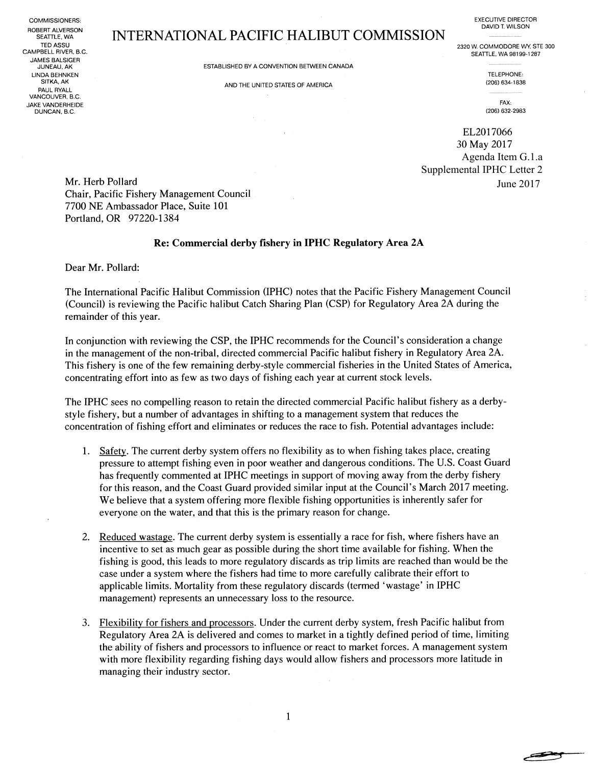COMMISSIONERS:
ROBERT ALVERSON
SEATTLE, WA
TED ASSU
CAMPBELL RIVER, B.C.
JAMES BALSIGER
JUNEAU, AK
LINDA BEHNKEN
SITKA, AK
PAUL RYALL
VANCOUVER, B.C.
JAKE VANDERHEIDE
DUNCAN, B.C.

# INTERNATIONAL PACIFIC HALIBUT COMMISSION

ESTABLISHED BY A CONVENTION BETWEEN CANADA

AND THE UNITED STATES OF AMERICA

EXECUTIVE DIRECTOR
DAVID T. WILSON

2320 W. COMMODORE WY, STE 300
SEATTLE, WA 98199-1287

TELEPHONE:
(206) 634-1838

FAX:
(206) 632-2983

EL2017066
30 May 2017
Agenda Item G.1.a
Supplemental IPHC Letter 2
June 2017

Mr. Herb Pollard
Chair, Pacific Fishery Management Council
7700 NE Ambassador Place, Suite 101
Portland, OR 97220-1384

**Re: Commercial derby fishery in IPHC Regulatory Area 2A**

Dear Mr. Pollard:

The International Pacific Halibut Commission (IPHC) notes that the Pacific Fishery Management Council (Council) is reviewing the Pacific halibut Catch Sharing Plan (CSP) for Regulatory Area 2A during the remainder of this year.

In conjunction with reviewing the CSP, the IPHC recommends for the Council's consideration a change in the management of the non-tribal, directed commercial Pacific halibut fishery in Regulatory Area 2A. This fishery is one of the few remaining derby-style commercial fisheries in the United States of America, concentrating effort into as few as two days of fishing each year at current stock levels.

The IPHC sees no compelling reason to retain the directed commercial Pacific halibut fishery as a derby-style fishery, but a number of advantages in shifting to a management system that reduces the concentration of fishing effort and eliminates or reduces the race to fish. Potential advantages include:

1. Safety. The current derby system offers no flexibility as to when fishing takes place, creating pressure to attempt fishing even in poor weather and dangerous conditions. The U.S. Coast Guard has frequently commented at IPHC meetings in support of moving away from the derby fishery for this reason, and the Coast Guard provided similar input at the Council's March 2017 meeting. We believe that a system offering more flexible fishing opportunities is inherently safer for everyone on the water, and that this is the primary reason for change.

2. Reduced wastage. The current derby system is essentially a race for fish, where fishers have an incentive to set as much gear as possible during the short time available for fishing. When the fishing is good, this leads to more regulatory discards as trip limits are reached than would be the case under a system where the fishers had time to more carefully calibrate their effort to applicable limits. Mortality from these regulatory discards (termed 'wastage' in IPHC management) represents an unnecessary loss to the resource.

3. Flexibility for fishers and processors. Under the current derby system, fresh Pacific halibut from Regulatory Area 2A is delivered and comes to market in a tightly defined period of time, limiting the ability of fishers and processors to influence or react to market forces. A management system with more flexibility regarding fishing days would allow fishers and processors more latitude in managing their industry sector.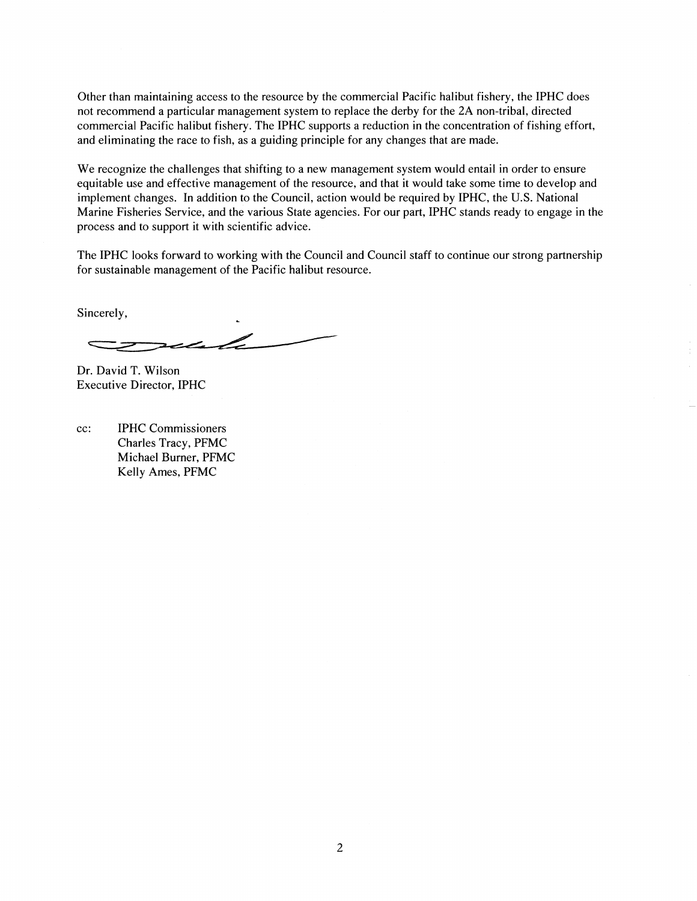Other than maintaining access to the resource by the commercial Pacific halibut fishery, the IPHC does not recommend a particular management system to replace the derby for the 2A non-tribal, directed commercial Pacific halibut fishery. The IPHC supports a reduction in the concentration of fishing effort, and eliminating the race to fish, as a guiding principle for any changes that are made.

We recognize the challenges that shifting to a new management system would entail in order to ensure equitable use and effective management of the resource, and that it would take some time to develop and implement changes. In addition to the Council, action would be required by IPHC, the U.S. National Marine Fisheries Service, and the various State agencies. For our part, IPHC stands ready to engage in the process and to support it with scientific advice.

The IPHC looks forward to working with the Council and Council staff to continue our strong partnership for sustainable management of the Pacific halibut resource.

Sincerely,

Dr. David T. Wilson
Executive Director, IPHC

cc: IPHC Commissioners
Charles Tracy, PFMC
Michael Burner, PFMC
Kelly Ames, PFMC